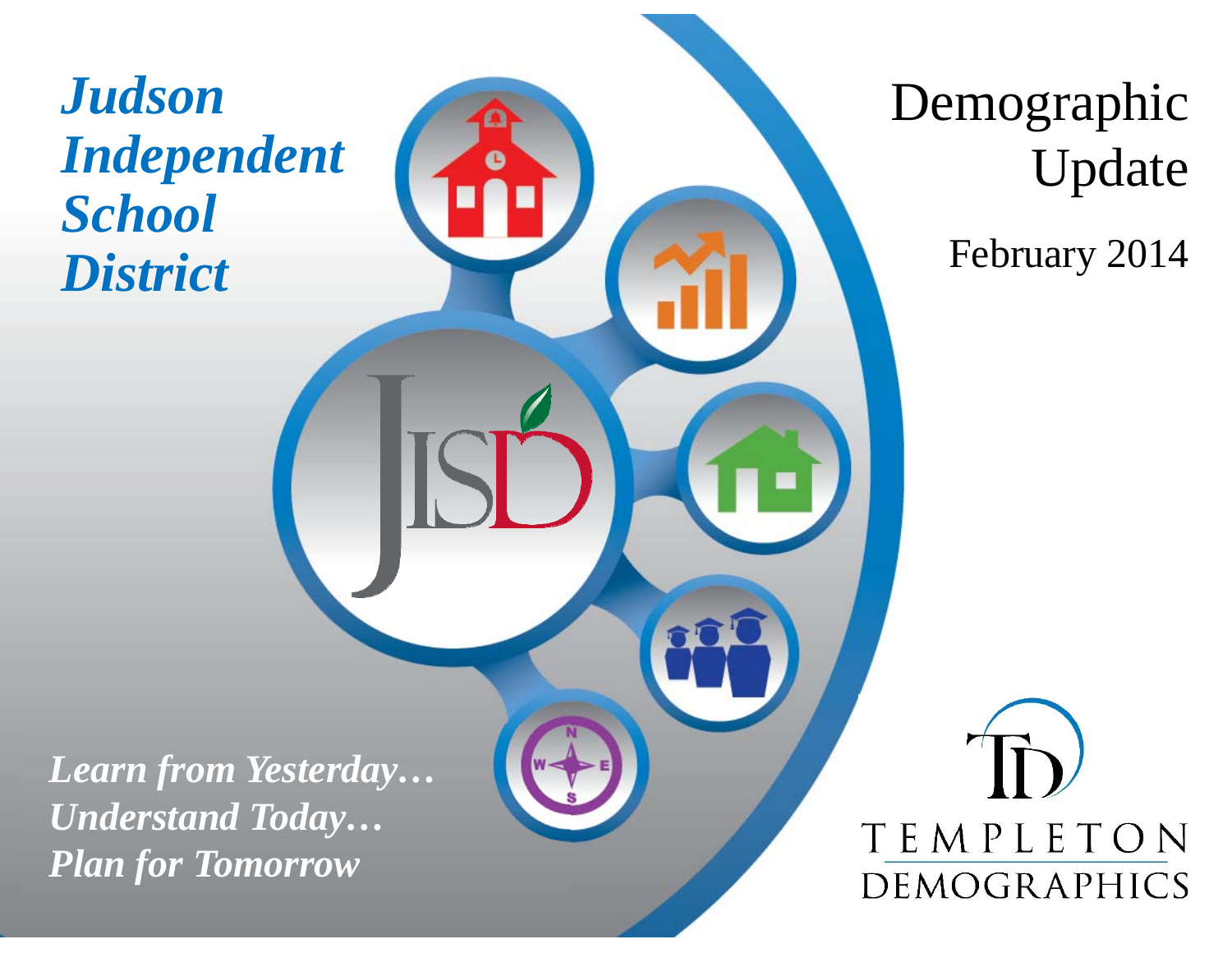# *Judson Independent School District*

# Demographic Update

February 2014

*Learn from Yesterday…*
*Understand Today…*
*Plan for Tomorrow*

TEMPLETON DEMOGRAPHICS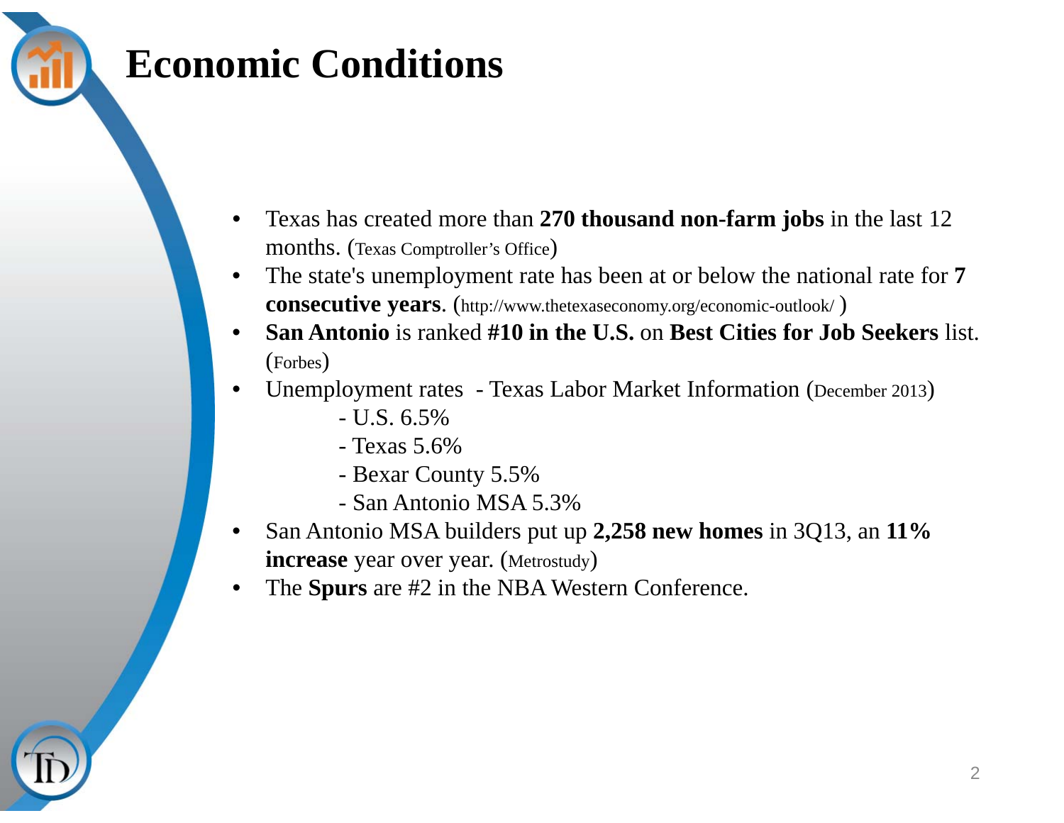# Economic Conditions

- Texas has created more than **270 thousand non-farm jobs** in the last 12 months. (Texas Comptroller's Office)
- The state's unemployment rate has been at or below the national rate for **7 consecutive years**. (http://www.thetexaseconomy.org/economic-outlook/ )
- **San Antonio** is ranked **#10 in the U.S.** on **Best Cities for Job Seekers** list. (Forbes)
- Unemployment rates - Texas Labor Market Information (December 2013)
  - U.S. 6.5%
  - Texas 5.6%
  - Bexar County 5.5%
  - San Antonio MSA 5.3%
- San Antonio MSA builders put up **2,258 new homes** in 3Q13, an **11% increase** year over year. (Metrostudy)
- The **Spurs** are #2 in the NBA Western Conference.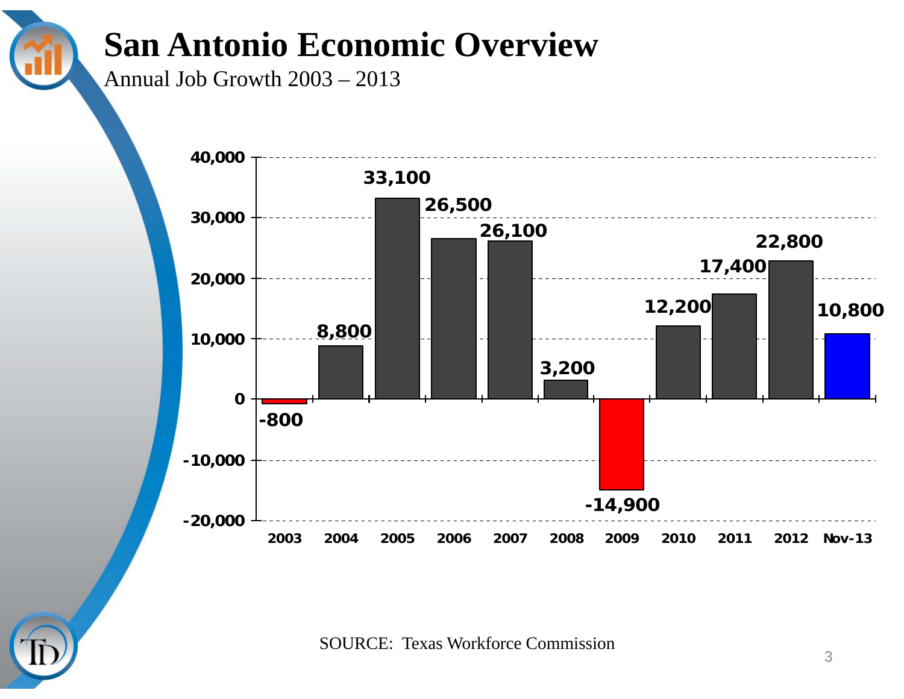# San Antonio Economic Overview

Annual Job Growth 2003 – 2013

| Year | Annual Job Growth |
|---|---|
| 2003 | -800 |
| 2004 | 8,800 |
| 2005 | 33,100 |
| 2006 | 26,500 |
| 2007 | 26,100 |
| 2008 | 3,200 |
| 2009 | -14,900 |
| 2010 | 12,200 |
| 2011 | 17,400 |
| 2012 | 22,800 |
| Nov-13 | 10,800 |

SOURCE: Texas Workforce Commission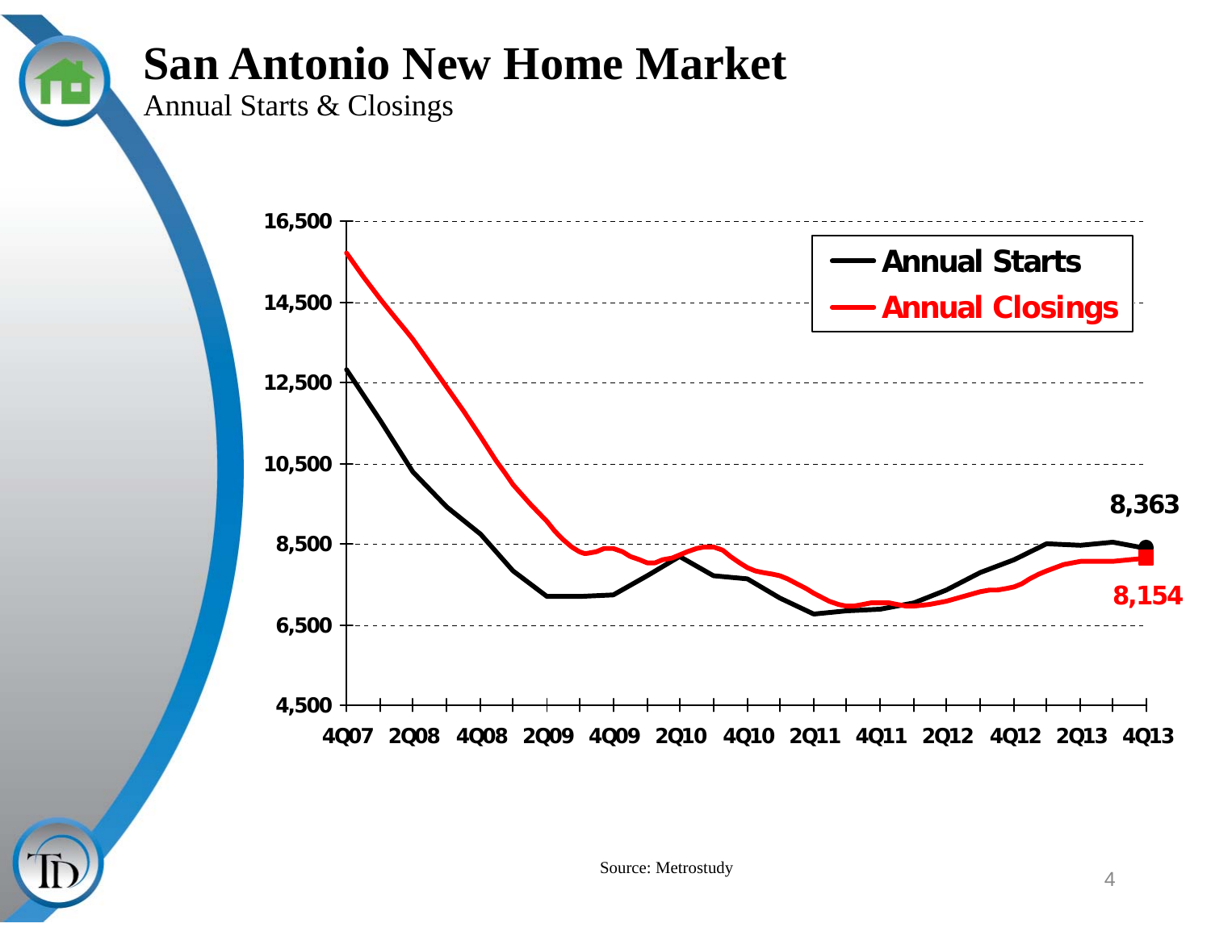# San Antonio New Home Market

Annual Starts & Closings

16,500
14,500
12,500
10,500
8,500
6,500
4,500

4Q07 2Q08 4Q08 2Q09 4Q09 2Q10 4Q10 2Q11 4Q11 2Q12 4Q12 2Q13 4Q13

Annual Starts
Annual Closings

8,363
8,154

Source: Metrostudy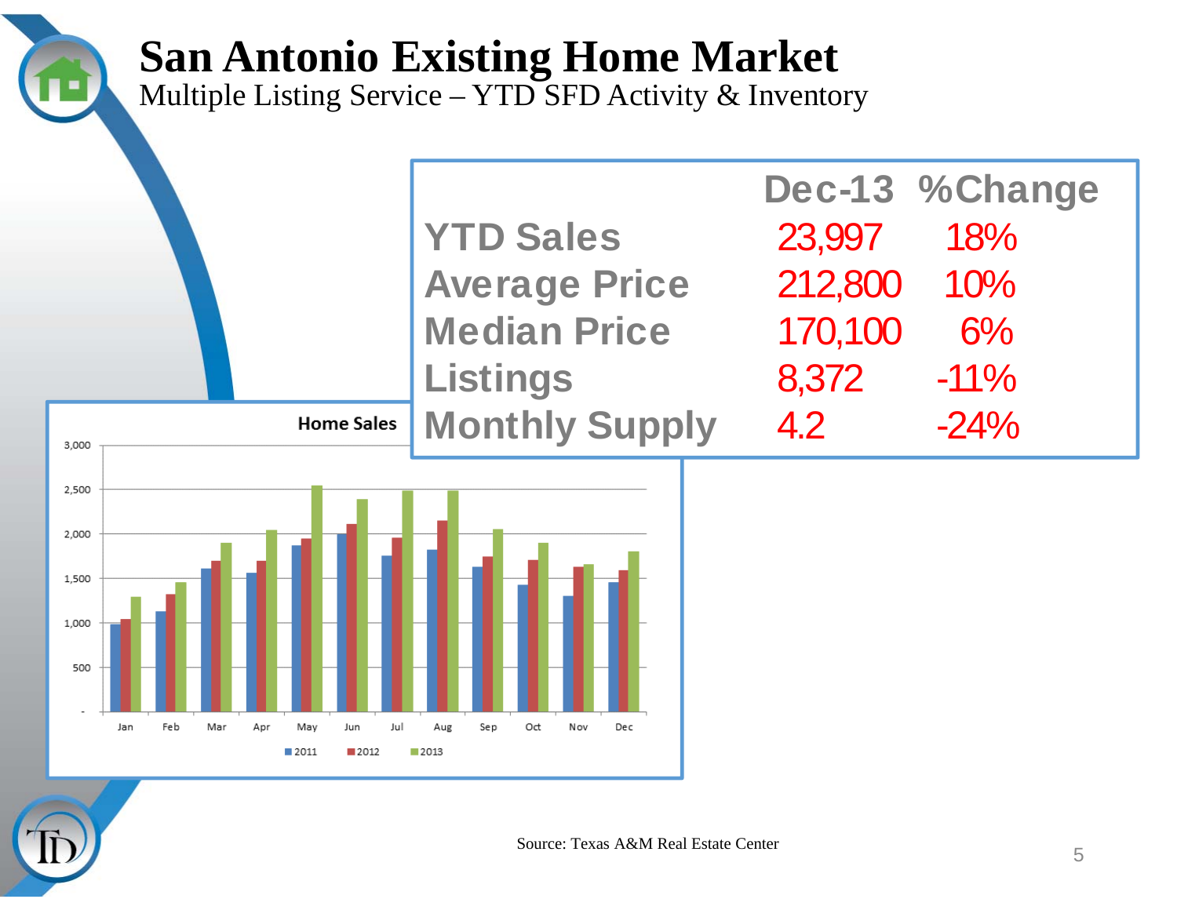# San Antonio Existing Home Market

Multiple Listing Service – YTD SFD Activity & Inventory

| | Dec-13 | %Change |
|---|---|---|
| YTD Sales | 23,997 | 18% |
| Average Price | 212,800 | 10% |
| Median Price | 170,100 | 6% |
| Listings | 8,372 | -11% |
| Monthly Supply | 4.2 | -24% |

Home Sales

Source: Texas A&M Real Estate Center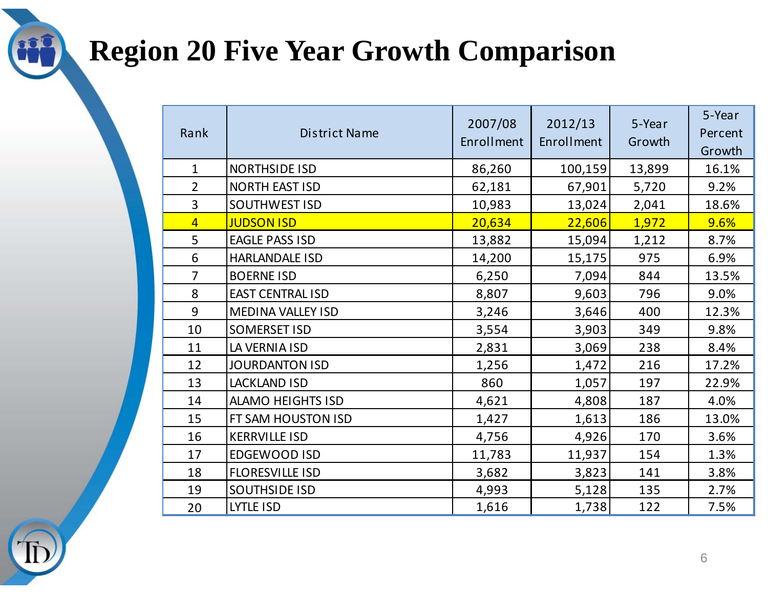# Region 20 Five Year Growth Comparison

| Rank | District Name | 2007/08 Enrollment | 2012/13 Enrollment | 5-Year Growth | 5-Year Percent Growth |
|---|---|---|---|---|---|
| 1 | NORTHSIDE ISD | 86,260 | 100,159 | 13,899 | 16.1% |
| 2 | NORTH EAST ISD | 62,181 | 67,901 | 5,720 | 9.2% |
| 3 | SOUTHWEST ISD | 10,983 | 13,024 | 2,041 | 18.6% |
| 4 | JUDSON ISD | 20,634 | 22,606 | 1,972 | 9.6% |
| 5 | EAGLE PASS ISD | 13,882 | 15,094 | 1,212 | 8.7% |
| 6 | HARLANDALE ISD | 14,200 | 15,175 | 975 | 6.9% |
| 7 | BOERNE ISD | 6,250 | 7,094 | 844 | 13.5% |
| 8 | EAST CENTRAL ISD | 8,807 | 9,603 | 796 | 9.0% |
| 9 | MEDINA VALLEY ISD | 3,246 | 3,646 | 400 | 12.3% |
| 10 | SOMERSET ISD | 3,554 | 3,903 | 349 | 9.8% |
| 11 | LA VERNIA ISD | 2,831 | 3,069 | 238 | 8.4% |
| 12 | JOURDANTON ISD | 1,256 | 1,472 | 216 | 17.2% |
| 13 | LACKLAND ISD | 860 | 1,057 | 197 | 22.9% |
| 14 | ALAMO HEIGHTS ISD | 4,621 | 4,808 | 187 | 4.0% |
| 15 | FT SAM HOUSTON ISD | 1,427 | 1,613 | 186 | 13.0% |
| 16 | KERRVILLE ISD | 4,756 | 4,926 | 170 | 3.6% |
| 17 | EDGEWOOD ISD | 11,783 | 11,937 | 154 | 1.3% |
| 18 | FLORESVILLE ISD | 3,682 | 3,823 | 141 | 3.8% |
| 19 | SOUTHSIDE ISD | 4,993 | 5,128 | 135 | 2.7% |
| 20 | LYTLE ISD | 1,616 | 1,738 | 122 | 7.5% |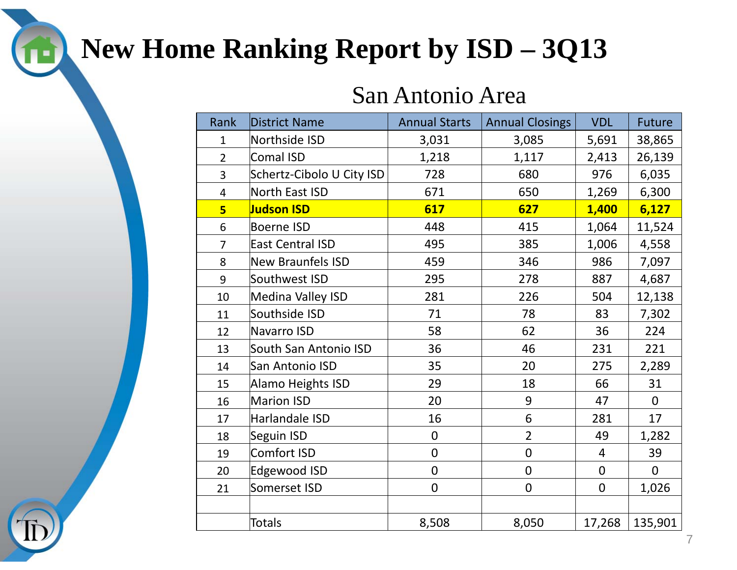# New Home Ranking Report by ISD – 3Q13

## San Antonio Area

| Rank | District Name | Annual Starts | Annual Closings | VDL | Future |
|---|---|---|---|---|---|
| 1 | Northside ISD | 3,031 | 3,085 | 5,691 | 38,865 |
| 2 | Comal ISD | 1,218 | 1,117 | 2,413 | 26,139 |
| 3 | Schertz-Cibolo U City ISD | 728 | 680 | 976 | 6,035 |
| 4 | North East ISD | 671 | 650 | 1,269 | 6,300 |
| **5** | **Judson ISD** | **617** | **627** | **1,400** | **6,127** |
| 6 | Boerne ISD | 448 | 415 | 1,064 | 11,524 |
| 7 | East Central ISD | 495 | 385 | 1,006 | 4,558 |
| 8 | New Braunfels ISD | 459 | 346 | 986 | 7,097 |
| 9 | Southwest ISD | 295 | 278 | 887 | 4,687 |
| 10 | Medina Valley ISD | 281 | 226 | 504 | 12,138 |
| 11 | Southside ISD | 71 | 78 | 83 | 7,302 |
| 12 | Navarro ISD | 58 | 62 | 36 | 224 |
| 13 | South San Antonio ISD | 36 | 46 | 231 | 221 |
| 14 | San Antonio ISD | 35 | 20 | 275 | 2,289 |
| 15 | Alamo Heights ISD | 29 | 18 | 66 | 31 |
| 16 | Marion ISD | 20 | 9 | 47 | 0 |
| 17 | Harlandale ISD | 16 | 6 | 281 | 17 |
| 18 | Seguin ISD | 0 | 2 | 49 | 1,282 |
| 19 | Comfort ISD | 0 | 0 | 4 | 39 |
| 20 | Edgewood ISD | 0 | 0 | 0 | 0 |
| 21 | Somerset ISD | 0 | 0 | 0 | 1,026 |
| | | | | | |
| | Totals | 8,508 | 8,050 | 17,268 | 135,901 |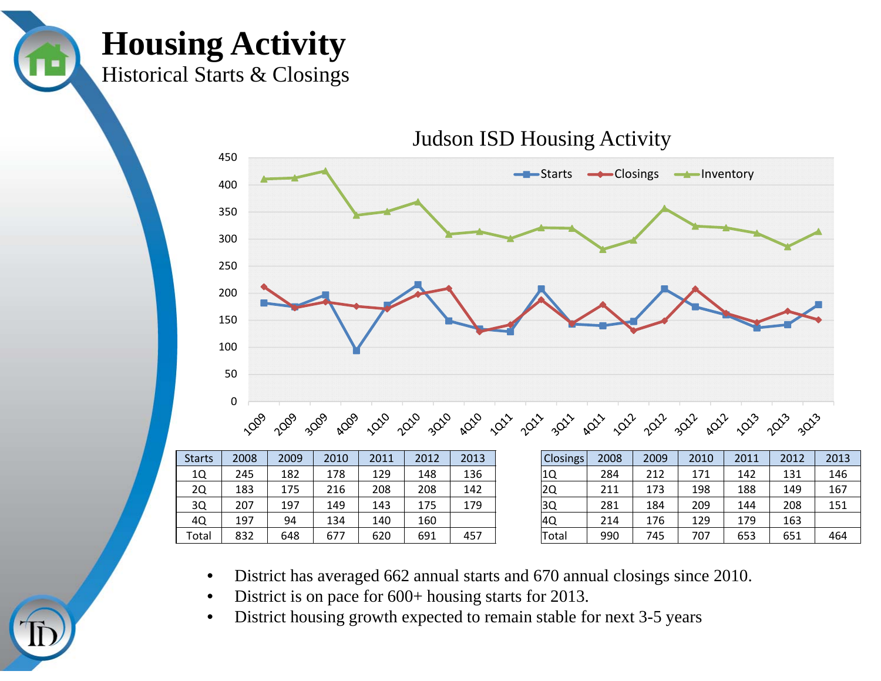# Housing Activity

Historical Starts & Closings

Judson ISD Housing Activity

| Starts | 2008 | 2009 | 2010 | 2011 | 2012 | 2013 |
|---|---|---|---|---|---|---|
| 1Q | 245 | 182 | 178 | 129 | 148 | 136 |
| 2Q | 183 | 175 | 216 | 208 | 208 | 142 |
| 3Q | 207 | 197 | 149 | 143 | 175 | 179 |
| 4Q | 197 | 94 | 134 | 140 | 160 | |
| Total | 832 | 648 | 677 | 620 | 691 | 457 |

| Closings | 2008 | 2009 | 2010 | 2011 | 2012 | 2013 |
|---|---|---|---|---|---|---|
| 1Q | 284 | 212 | 171 | 142 | 131 | 146 |
| 2Q | 211 | 173 | 198 | 188 | 149 | 167 |
| 3Q | 281 | 184 | 209 | 144 | 208 | 151 |
| 4Q | 214 | 176 | 129 | 179 | 163 | |
| Total | 990 | 745 | 707 | 653 | 651 | 464 |

- District has averaged 662 annual starts and 670 annual closings since 2010.
- District is on pace for 600+ housing starts for 2013.
- District housing growth expected to remain stable for next 3-5 years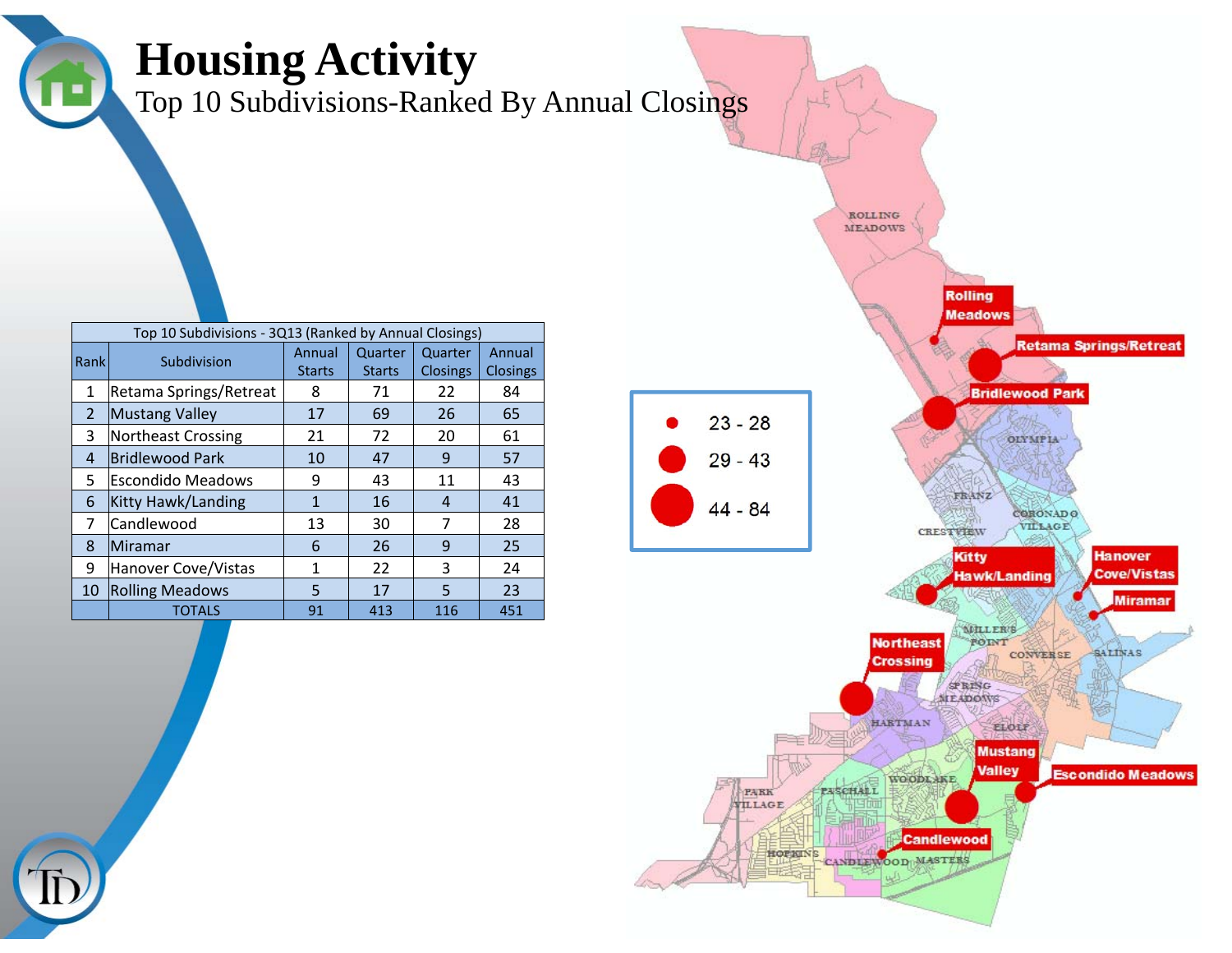# Housing Activity

Top 10 Subdivisions-Ranked By Annual Closings

| Top 10 Subdivisions - 3Q13 (Ranked by Annual Closings) | | | | | |
|---|---|---|---|---|---|
| Rank | Subdivision | Annual Starts | Quarter Starts | Quarter Closings | Annual Closings |
| 1 | Retama Springs/Retreat | 8 | 71 | 22 | 84 |
| 2 | Mustang Valley | 17 | 69 | 26 | 65 |
| 3 | Northeast Crossing | 21 | 72 | 20 | 61 |
| 4 | Bridlewood Park | 10 | 47 | 9 | 57 |
| 5 | Escondido Meadows | 9 | 43 | 11 | 43 |
| 6 | Kitty Hawk/Landing | 1 | 16 | 4 | 41 |
| 7 | Candlewood | 13 | 30 | 7 | 28 |
| 8 | Miramar | 6 | 26 | 9 | 25 |
| 9 | Hanover Cove/Vistas | 1 | 22 | 3 | 24 |
| 10 | Rolling Meadows | 5 | 17 | 5 | 23 |
| | TOTALS | 91 | 413 | 116 | 451 |

23 - 28

29 - 43

44 - 84

Rolling Meadows

Retama Springs/Retreat

Bridlewood Park

Kitty Hawk/Landing

Hanover Cove/Vistas

Miramar

Northeast Crossing

Mustang Valley

Escondido Meadows

Candlewood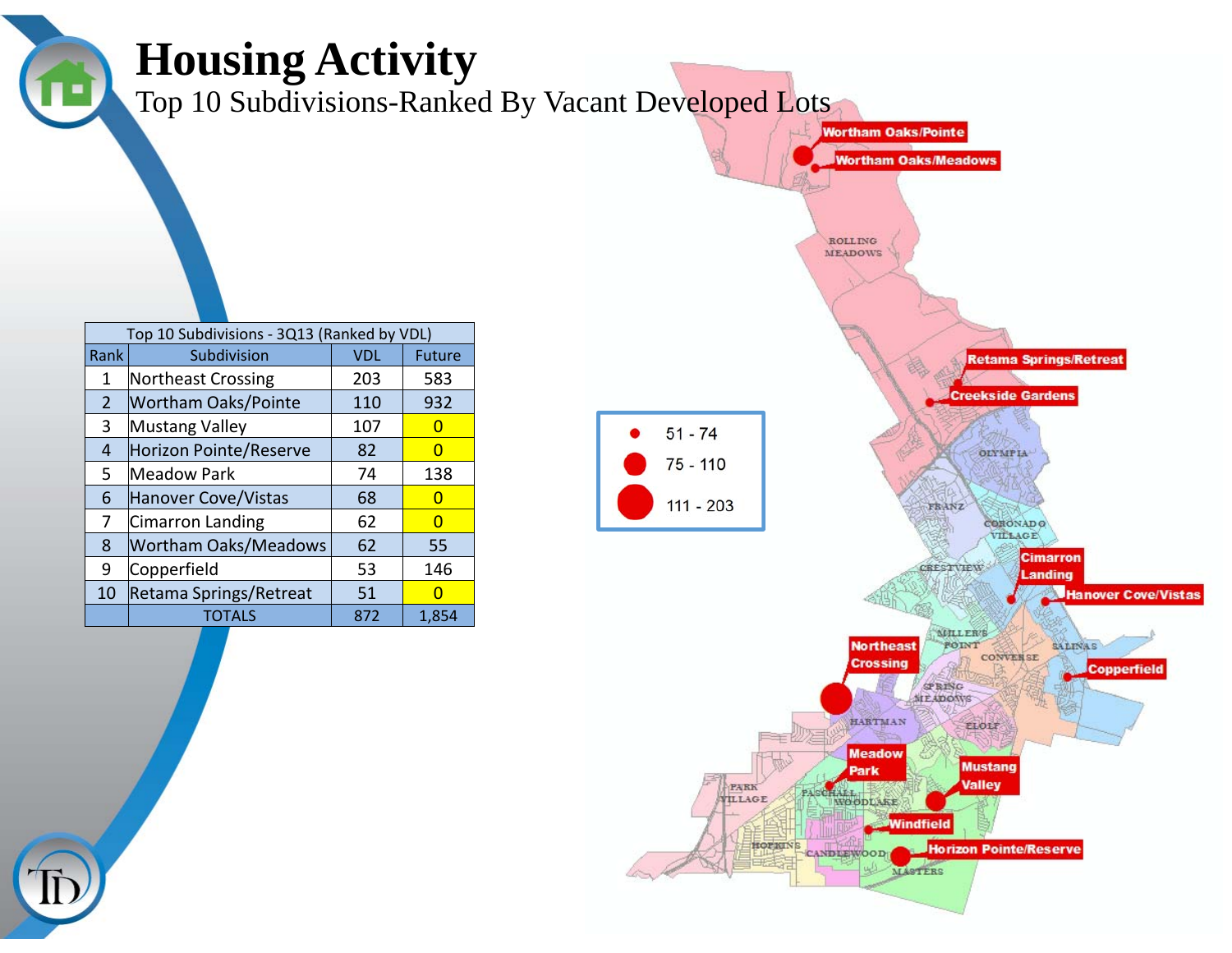# Housing Activity

Top 10 Subdivisions-Ranked By Vacant Developed Lots

| Top 10 Subdivisions - 3Q13 (Ranked by VDL) | | | |
|---|---|---|---|
| Rank | Subdivision | VDL | Future |
| 1 | Northeast Crossing | 203 | 583 |
| 2 | Wortham Oaks/Pointe | 110 | 932 |
| 3 | Mustang Valley | 107 | 0 |
| 4 | Horizon Pointe/Reserve | 82 | 0 |
| 5 | Meadow Park | 74 | 138 |
| 6 | Hanover Cove/Vistas | 68 | 0 |
| 7 | Cimarron Landing | 62 | 0 |
| 8 | Wortham Oaks/Meadows | 62 | 55 |
| 9 | Copperfield | 53 | 146 |
| 10 | Retama Springs/Retreat | 51 | 0 |
| | TOTALS | 872 | 1,854 |

Legend:
- 51 - 74
- 75 - 110
- 111 - 203

Map labels: Wortham Oaks/Pointe, Wortham Oaks/Meadows, Rolling Meadows, Retama Springs/Retreat, Creekside Gardens, Olympia, Franz, Coronado Village, Crestview, Cimarron Landing, Hanover Cove/Vistas, Miller's Point, Salinas, Converse, Copperfield, Northeast Crossing, Spring Meadows, Hartman, Elolf, Meadow Park, Mustang Valley, Park Village, Paschall, Woodlake, Windfield, Hopkins, Candlewood, Horizon Pointe/Reserve, Masters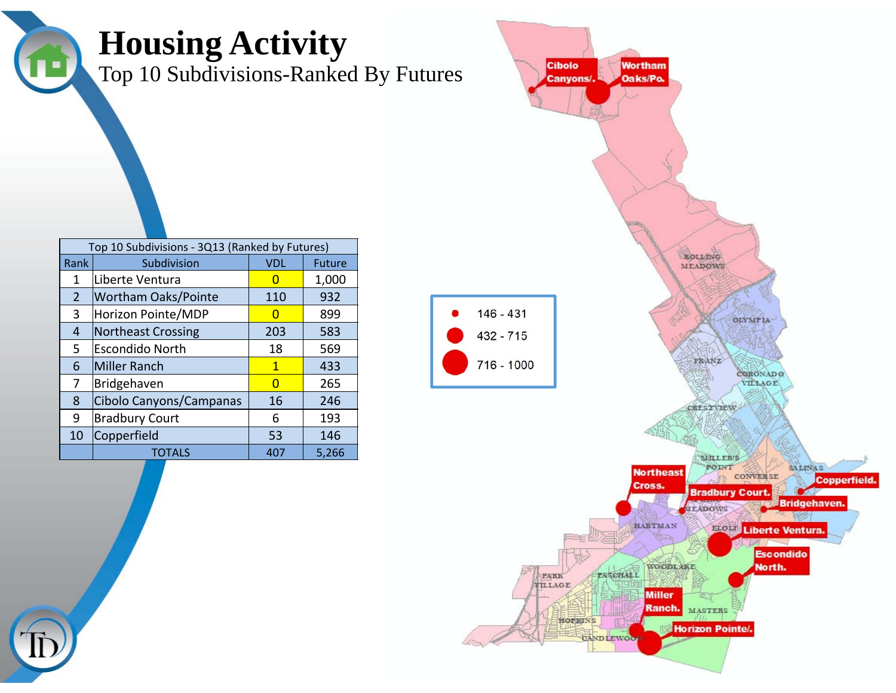# Housing Activity

Top 10 Subdivisions-Ranked By Futures

| Top 10 Subdivisions - 3Q13 (Ranked by Futures) | | | |
|---|---|---|---|
| Rank | Subdivision | VDL | Future |
| 1 | Liberte Ventura | 0 | 1,000 |
| 2 | Wortham Oaks/Pointe | 110 | 932 |
| 3 | Horizon Pointe/MDP | 0 | 899 |
| 4 | Northeast Crossing | 203 | 583 |
| 5 | Escondido North | 18 | 569 |
| 6 | Miller Ranch | 1 | 433 |
| 7 | Bridgehaven | 0 | 265 |
| 8 | Cibolo Canyons/Campanas | 16 | 246 |
| 9 | Bradbury Court | 6 | 193 |
| 10 | Copperfield | 53 | 146 |
| | TOTALS | 407 | 5,266 |

146 - 431

432 - 715

716 - 1000

Cibolo Canyons/. Wortham Oaks/Po. Northeast Cross. Bradbury Court. Copperfield. Bridgehaven. Liberte Ventura. Escondido North. Miller Ranch. Horizon Pointe/.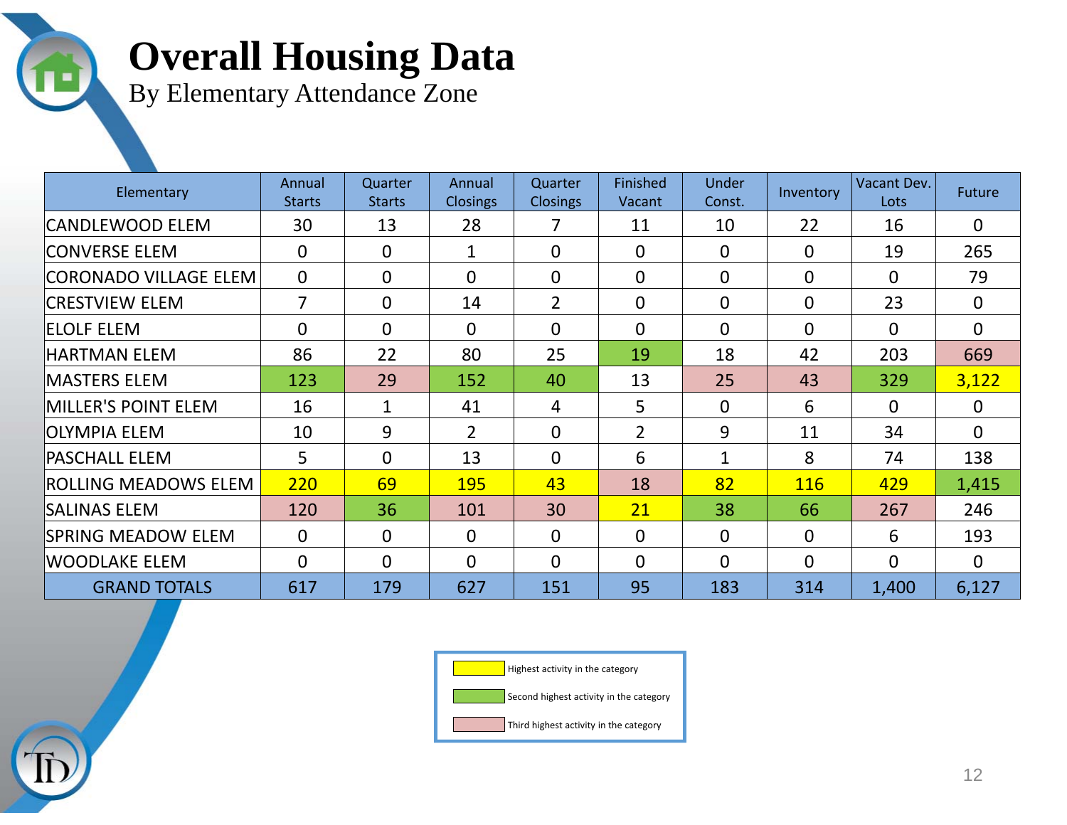# Overall Housing Data

By Elementary Attendance Zone

| Elementary | Annual Starts | Quarter Starts | Annual Closings | Quarter Closings | Finished Vacant | Under Const. | Inventory | Vacant Dev. Lots | Future |
|---|---|---|---|---|---|---|---|---|---|
| CANDLEWOOD ELEM | 30 | 13 | 28 | 7 | 11 | 10 | 22 | 16 | 0 |
| CONVERSE ELEM | 0 | 0 | 1 | 0 | 0 | 0 | 0 | 19 | 265 |
| CORONADO VILLAGE ELEM | 0 | 0 | 0 | 0 | 0 | 0 | 0 | 0 | 79 |
| CRESTVIEW ELEM | 7 | 0 | 14 | 2 | 0 | 0 | 0 | 23 | 0 |
| ELOLF ELEM | 0 | 0 | 0 | 0 | 0 | 0 | 0 | 0 | 0 |
| HARTMAN ELEM | 86 | 22 | 80 | 25 | 19 | 18 | 42 | 203 | 669 |
| MASTERS ELEM | 123 | 29 | 152 | 40 | 13 | 25 | 43 | 329 | 3,122 |
| MILLER'S POINT ELEM | 16 | 1 | 41 | 4 | 5 | 0 | 6 | 0 | 0 |
| OLYMPIA ELEM | 10 | 9 | 2 | 0 | 2 | 9 | 11 | 34 | 0 |
| PASCHALL ELEM | 5 | 0 | 13 | 0 | 6 | 1 | 8 | 74 | 138 |
| ROLLING MEADOWS ELEM | 220 | 69 | 195 | 43 | 18 | 82 | 116 | 429 | 1,415 |
| SALINAS ELEM | 120 | 36 | 101 | 30 | 21 | 38 | 66 | 267 | 246 |
| SPRING MEADOW ELEM | 0 | 0 | 0 | 0 | 0 | 0 | 0 | 6 | 193 |
| WOODLAKE ELEM | 0 | 0 | 0 | 0 | 0 | 0 | 0 | 0 | 0 |
| GRAND TOTALS | 617 | 179 | 627 | 151 | 95 | 183 | 314 | 1,400 | 6,127 |

- Highest activity in the category (yellow)
- Second highest activity in the category (green)
- Third highest activity in the category (pink)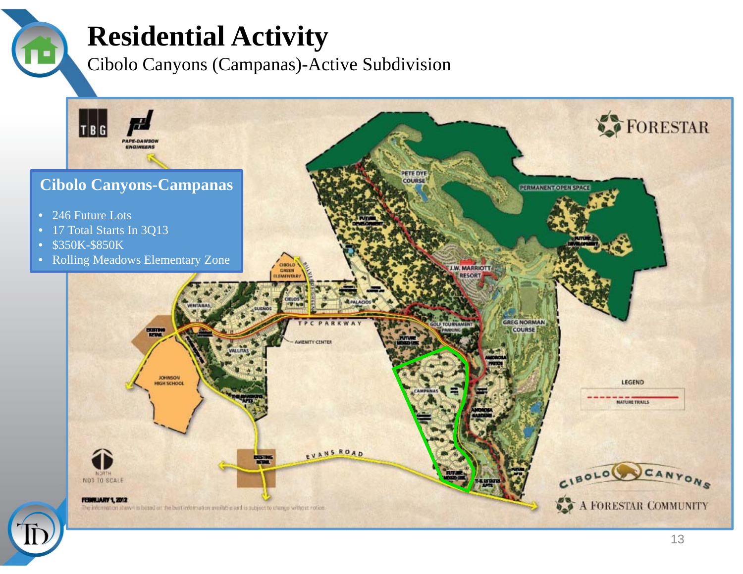# Residential Activity

Cibolo Canyons (Campanas)-Active Subdivision

## Cibolo Canyons-Campanas

- 246 Future Lots
- 17 Total Starts In 3Q13
- $350K-$850K
- Rolling Meadows Elementary Zone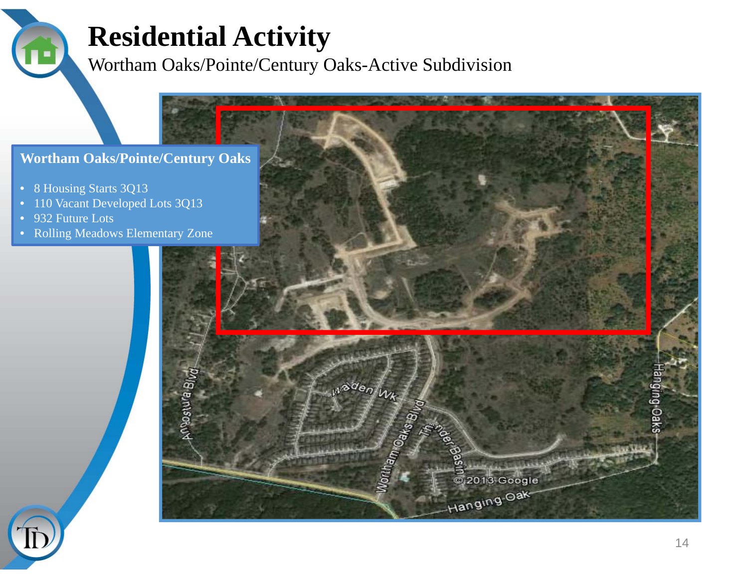# Residential Activity

Wortham Oaks/Pointe/Century Oaks-Active Subdivision

**Wortham Oaks/Pointe/Century Oaks**

- 8 Housing Starts 3Q13
- 110 Vacant Developed Lots 3Q13
- 932 Future Lots
- Rolling Meadows Elementary Zone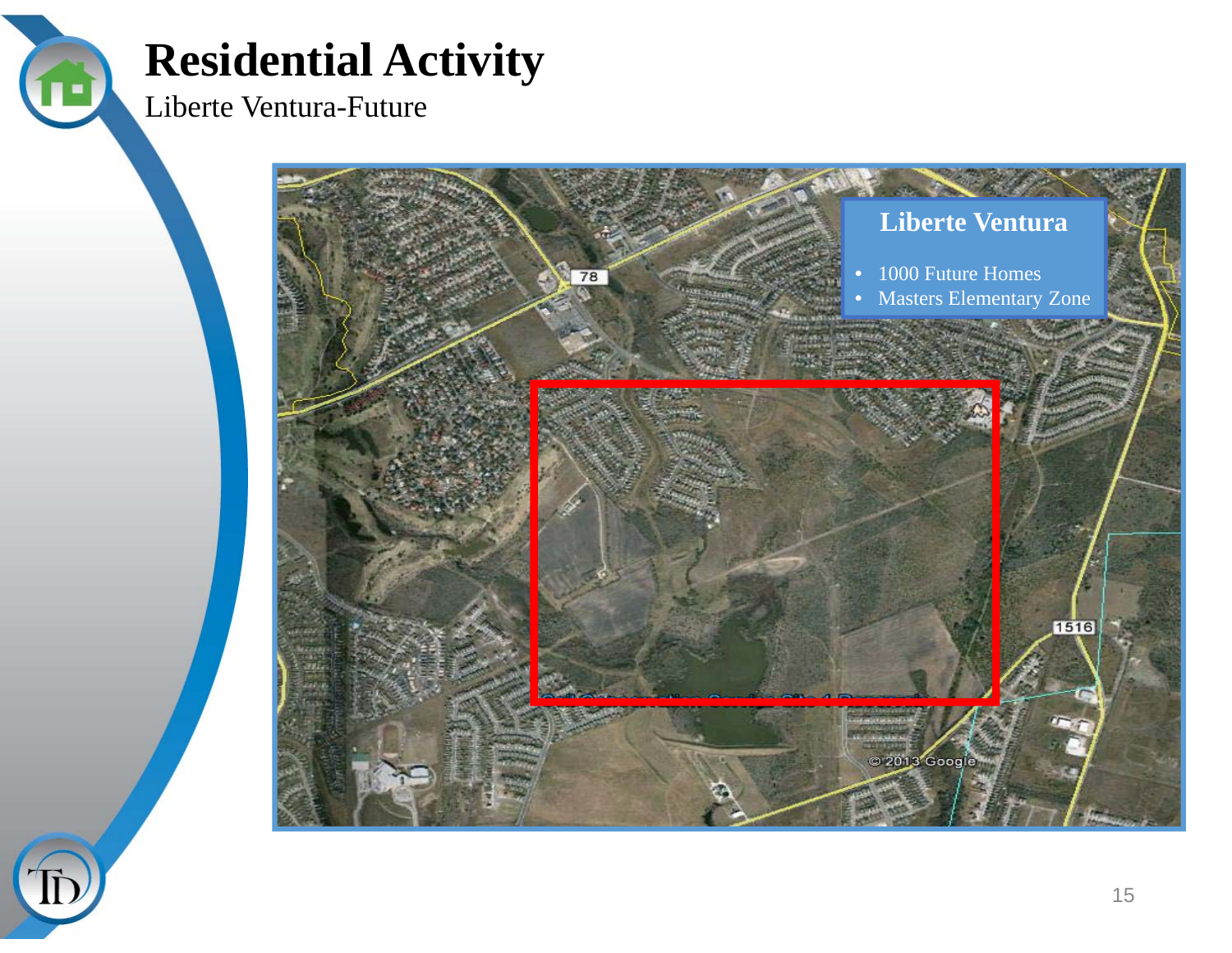# Residential Activity

Liberte Ventura-Future

## Liberte Ventura

- 1000 Future Homes
- Masters Elementary Zone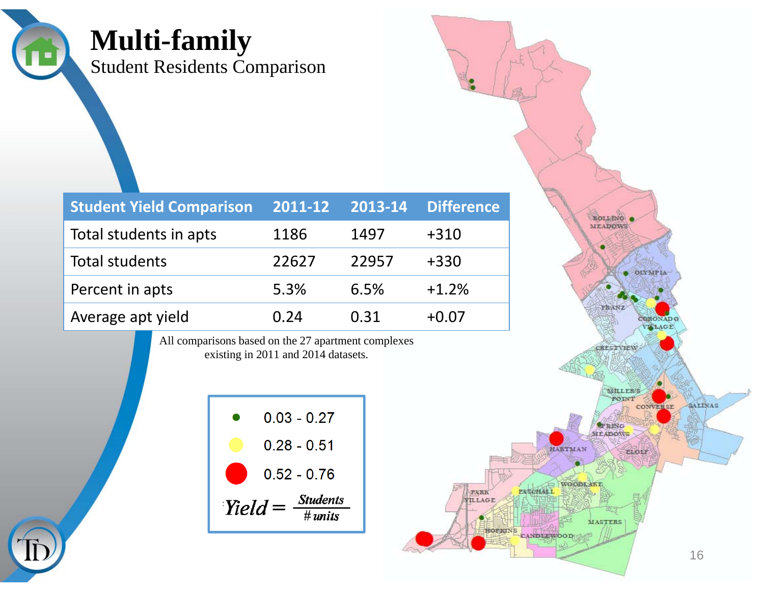# Multi-family

## Student Residents Comparison

| Student Yield Comparison | 2011-12 | 2013-14 | Difference |
|---|---|---|---|
| Total students in apts | 1186 | 1497 | +310 |
| Total students | 22627 | 22957 | +330 |
| Percent in apts | 5.3% | 6.5% | +1.2% |
| Average apt yield | 0.24 | 0.31 | +0.07 |

All comparisons based on the 27 apartment complexes existing in 2011 and 2014 datasets.

- ● 0.03 - 0.27
- ● 0.28 - 0.51
- ● 0.52 - 0.76

$$Yield = \frac{Students}{\# units}$$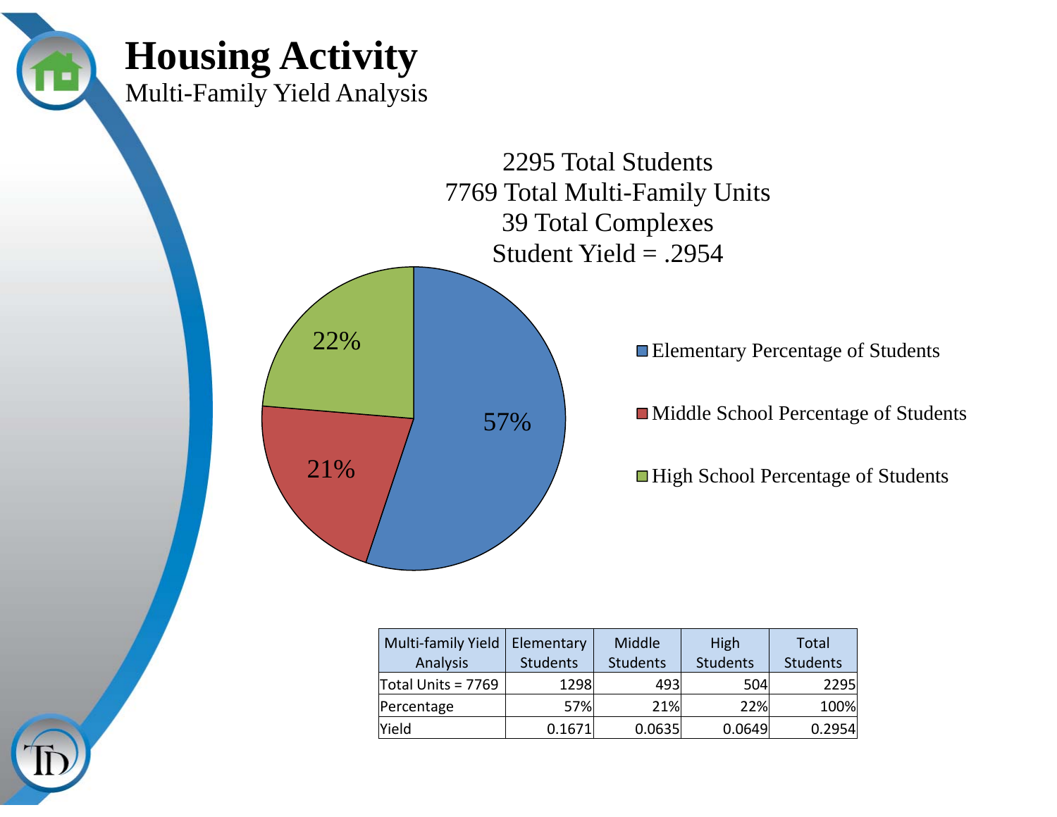# Housing Activity

Multi-Family Yield Analysis

2295 Total Students
7769 Total Multi-Family Units
39 Total Complexes
Student Yield = .2954

- Elementary Percentage of Students: 57%
- Middle School Percentage of Students: 21%
- High School Percentage of Students: 22%

| Multi-family Yield Analysis | Elementary Students | Middle Students | High Students | Total Students |
|---|---|---|---|---|
| Total Units = 7769 | 1298 | 493 | 504 | 2295 |
| Percentage | 57% | 21% | 22% | 100% |
| Yield | 0.1671 | 0.0635 | 0.0649 | 0.2954 |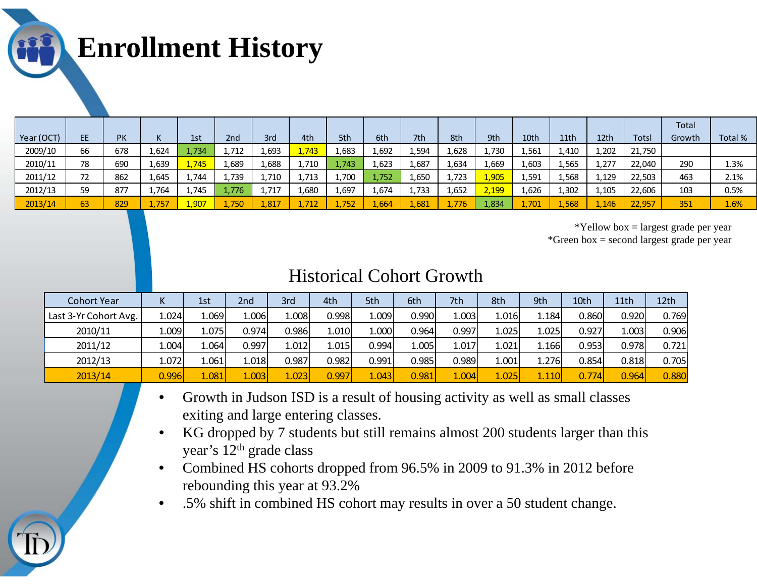# Enrollment History

| Year (OCT) | EE | PK | K | 1st | 2nd | 3rd | 4th | 5th | 6th | 7th | 8th | 9th | 10th | 11th | 12th | Totsl | Total Growth | Total % |
|---|---|---|---|---|---|---|---|---|---|---|---|---|---|---|---|---|---|---|
| 2009/10 | 66 | 678 | 1,624 | 1,734 | 1,712 | 1,693 | 1,743 | 1,683 | 1,692 | 1,594 | 1,628 | 1,730 | 1,561 | 1,410 | 1,202 | 21,750 | | |
| 2010/11 | 78 | 690 | 1,639 | 1,745 | 1,689 | 1,688 | 1,710 | 1,743 | 1,623 | 1,687 | 1,634 | 1,669 | 1,603 | 1,565 | 1,277 | 22,040 | 290 | 1.3% |
| 2011/12 | 72 | 862 | 1,645 | 1,744 | 1,739 | 1,710 | 1,713 | 1,700 | 1,752 | 1,650 | 1,723 | 1,905 | 1,591 | 1,568 | 1,129 | 22,503 | 463 | 2.1% |
| 2012/13 | 59 | 877 | 1,764 | 1,745 | 1,776 | 1,717 | 1,680 | 1,697 | 1,674 | 1,733 | 1,652 | 2,199 | 1,626 | 1,302 | 1,105 | 22,606 | 103 | 0.5% |
| 2013/14 | 63 | 829 | 1,757 | 1,907 | 1,750 | 1,817 | 1,712 | 1,752 | 1,664 | 1,681 | 1,776 | 1,834 | 1,701 | 1,568 | 1,146 | 22,957 | 351 | 1.6% |

*Yellow box = largest grade per year
*Green box = second largest grade per year

## Historical Cohort Growth

| Cohort Year | K | 1st | 2nd | 3rd | 4th | 5th | 6th | 7th | 8th | 9th | 10th | 11th | 12th |
|---|---|---|---|---|---|---|---|---|---|---|---|---|---|
| Last 3-Yr Cohort Avg. | 1.024 | 1.069 | 1.006 | 1.008 | 0.998 | 1.009 | 0.990 | 1.003 | 1.016 | 1.184 | 0.860 | 0.920 | 0.769 |
| 2010/11 | 1.009 | 1.075 | 0.974 | 0.986 | 1.010 | 1.000 | 0.964 | 0.997 | 1.025 | 1.025 | 0.927 | 1.003 | 0.906 |
| 2011/12 | 1.004 | 1.064 | 0.997 | 1.012 | 1.015 | 0.994 | 1.005 | 1.017 | 1.021 | 1.166 | 0.953 | 0.978 | 0.721 |
| 2012/13 | 1.072 | 1.061 | 1.018 | 0.987 | 0.982 | 0.991 | 0.985 | 0.989 | 1.001 | 1.276 | 0.854 | 0.818 | 0.705 |
| 2013/14 | 0.996 | 1.081 | 1.003 | 1.023 | 0.997 | 1.043 | 0.981 | 1.004 | 1.025 | 1.110 | 0.774 | 0.964 | 0.880 |

- Growth in Judson ISD is a result of housing activity as well as small classes exiting and large entering classes.
- KG dropped by 7 students but still remains almost 200 students larger than this year's 12th grade class
- Combined HS cohorts dropped from 96.5% in 2009 to 91.3% in 2012 before rebounding this year at 93.2%
- .5% shift in combined HS cohort may results in over a 50 student change.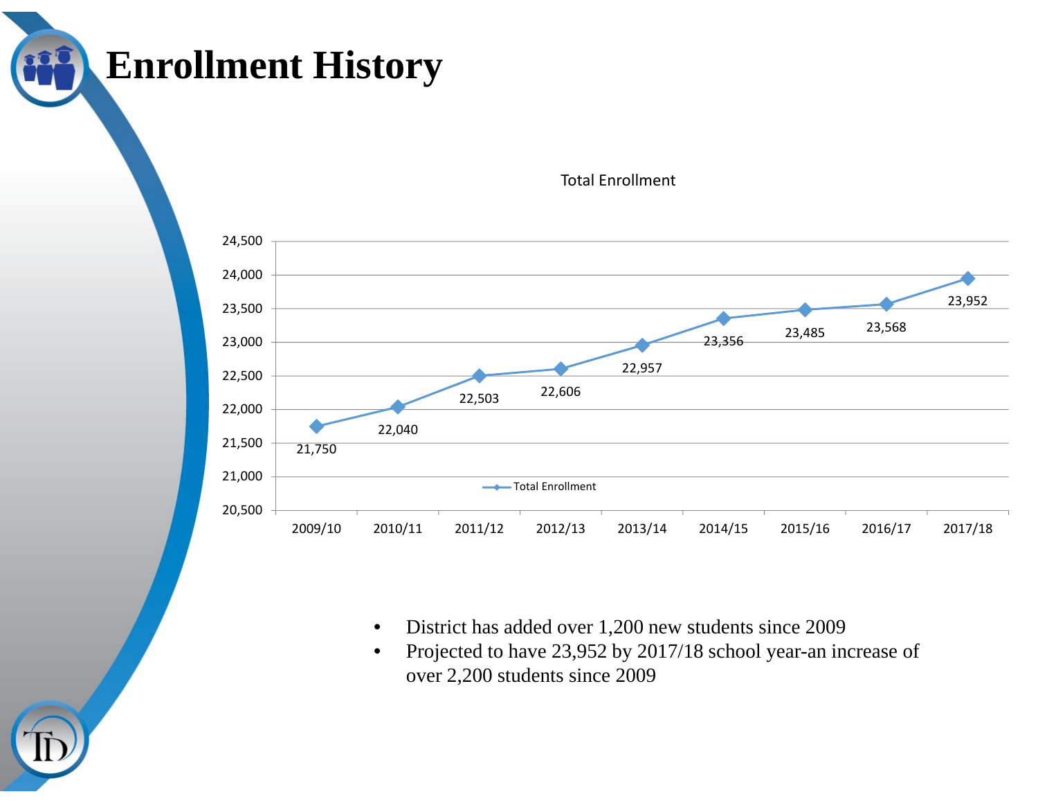# Enrollment History

**Total Enrollment**

| Year | Total Enrollment |
|---|---|
| 2009/10 | 21,750 |
| 2010/11 | 22,040 |
| 2011/12 | 22,503 |
| 2012/13 | 22,606 |
| 2013/14 | 22,957 |
| 2014/15 | 23,356 |
| 2015/16 | 23,485 |
| 2016/17 | 23,568 |
| 2017/18 | 23,952 |

- District has added over 1,200 new students since 2009
- Projected to have 23,952 by 2017/18 school year-an increase of over 2,200 students since 2009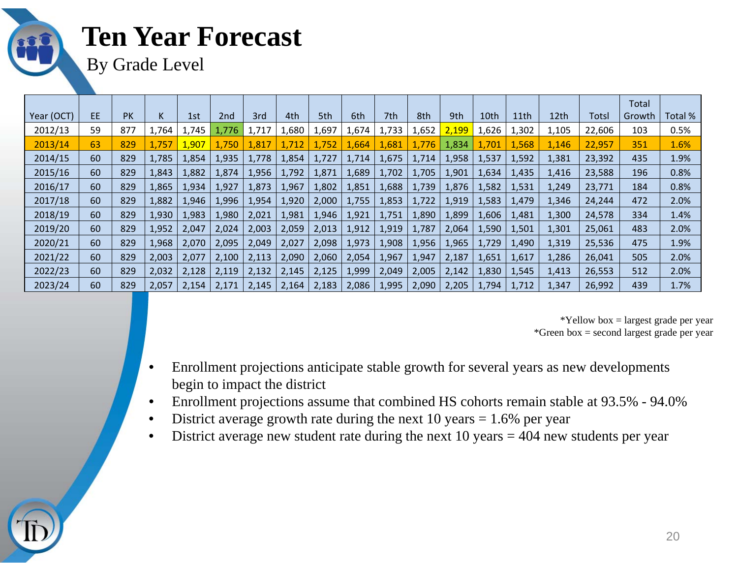# Ten Year Forecast

By Grade Level

| Year (OCT) | EE | PK | K | 1st | 2nd | 3rd | 4th | 5th | 6th | 7th | 8th | 9th | 10th | 11th | 12th | Totsl | Total Growth | Total % |
|---|---|---|---|---|---|---|---|---|---|---|---|---|---|---|---|---|---|---|
| 2012/13 | 59 | 877 | 1,764 | 1,745 | 1,776 | 1,717 | 1,680 | 1,697 | 1,674 | 1,733 | 1,652 | 2,199 | 1,626 | 1,302 | 1,105 | 22,606 | 103 | 0.5% |
| 2013/14 | 63 | 829 | 1,757 | 1,907 | 1,750 | 1,817 | 1,712 | 1,752 | 1,664 | 1,681 | 1,776 | 1,834 | 1,701 | 1,568 | 1,146 | 22,957 | 351 | 1.6% |
| 2014/15 | 60 | 829 | 1,785 | 1,854 | 1,935 | 1,778 | 1,854 | 1,727 | 1,714 | 1,675 | 1,714 | 1,958 | 1,537 | 1,592 | 1,381 | 23,392 | 435 | 1.9% |
| 2015/16 | 60 | 829 | 1,843 | 1,882 | 1,874 | 1,956 | 1,792 | 1,871 | 1,689 | 1,702 | 1,705 | 1,901 | 1,634 | 1,435 | 1,416 | 23,588 | 196 | 0.8% |
| 2016/17 | 60 | 829 | 1,865 | 1,934 | 1,927 | 1,873 | 1,967 | 1,802 | 1,851 | 1,688 | 1,739 | 1,876 | 1,582 | 1,531 | 1,249 | 23,771 | 184 | 0.8% |
| 2017/18 | 60 | 829 | 1,882 | 1,946 | 1,996 | 1,954 | 1,920 | 2,000 | 1,755 | 1,853 | 1,722 | 1,919 | 1,583 | 1,479 | 1,346 | 24,244 | 472 | 2.0% |
| 2018/19 | 60 | 829 | 1,930 | 1,983 | 1,980 | 2,021 | 1,981 | 1,946 | 1,921 | 1,751 | 1,890 | 1,899 | 1,606 | 1,481 | 1,300 | 24,578 | 334 | 1.4% |
| 2019/20 | 60 | 829 | 1,952 | 2,047 | 2,024 | 2,003 | 2,059 | 2,013 | 1,912 | 1,919 | 1,787 | 2,064 | 1,590 | 1,501 | 1,301 | 25,061 | 483 | 2.0% |
| 2020/21 | 60 | 829 | 1,968 | 2,070 | 2,095 | 2,049 | 2,027 | 2,098 | 1,973 | 1,908 | 1,956 | 1,965 | 1,729 | 1,490 | 1,319 | 25,536 | 475 | 1.9% |
| 2021/22 | 60 | 829 | 2,003 | 2,077 | 2,100 | 2,113 | 2,090 | 2,060 | 2,054 | 1,967 | 1,947 | 2,187 | 1,651 | 1,617 | 1,286 | 26,041 | 505 | 2.0% |
| 2022/23 | 60 | 829 | 2,032 | 2,128 | 2,119 | 2,132 | 2,145 | 2,125 | 1,999 | 2,049 | 2,005 | 2,142 | 1,830 | 1,545 | 1,413 | 26,553 | 512 | 2.0% |
| 2023/24 | 60 | 829 | 2,057 | 2,154 | 2,171 | 2,145 | 2,164 | 2,183 | 2,086 | 1,995 | 2,090 | 2,205 | 1,794 | 1,712 | 1,347 | 26,992 | 439 | 1.7% |

*Yellow box = largest grade per year
*Green box = second largest grade per year

- Enrollment projections anticipate stable growth for several years as new developments begin to impact the district
- Enrollment projections assume that combined HS cohorts remain stable at 93.5% - 94.0%
- District average growth rate during the next 10 years = 1.6% per year
- District average new student rate during the next 10 years = 404 new students per year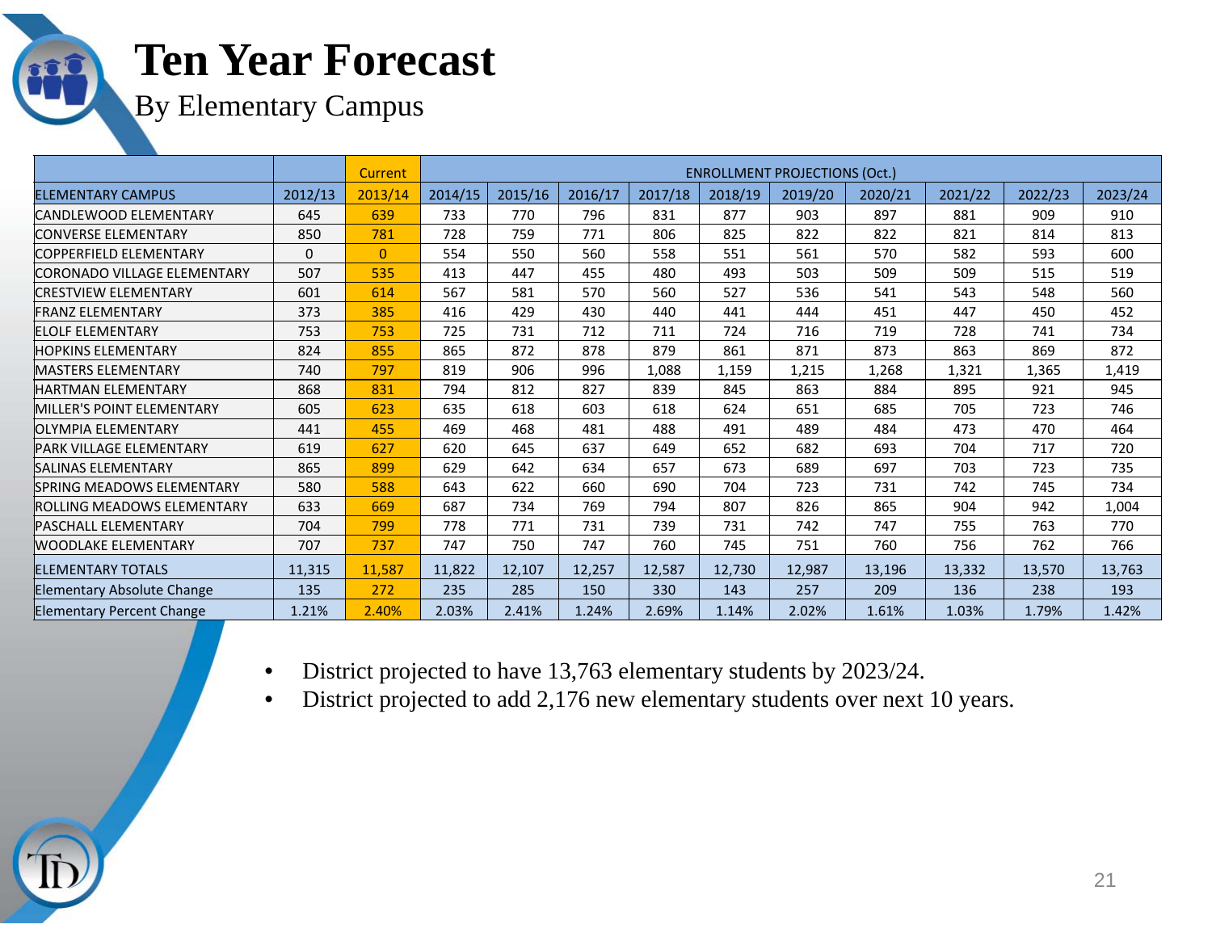# Ten Year Forecast

## By Elementary Campus

| | | Current | ENROLLMENT PROJECTIONS (Oct.) | | | | | | | | | |
|---|---|---|---|---|---|---|---|---|---|---|---|---|
| ELEMENTARY CAMPUS | 2012/13 | 2013/14 | 2014/15 | 2015/16 | 2016/17 | 2017/18 | 2018/19 | 2019/20 | 2020/21 | 2021/22 | 2022/23 | 2023/24 |
| CANDLEWOOD ELEMENTARY | 645 | 639 | 733 | 770 | 796 | 831 | 877 | 903 | 897 | 881 | 909 | 910 |
| CONVERSE ELEMENTARY | 850 | 781 | 728 | 759 | 771 | 806 | 825 | 822 | 822 | 821 | 814 | 813 |
| COPPERFIELD ELEMENTARY | 0 | 0 | 554 | 550 | 560 | 558 | 551 | 561 | 570 | 582 | 593 | 600 |
| CORONADO VILLAGE ELEMENTARY | 507 | 535 | 413 | 447 | 455 | 480 | 493 | 503 | 509 | 509 | 515 | 519 |
| CRESTVIEW ELEMENTARY | 601 | 614 | 567 | 581 | 570 | 560 | 527 | 536 | 541 | 543 | 548 | 560 |
| FRANZ ELEMENTARY | 373 | 385 | 416 | 429 | 430 | 440 | 441 | 444 | 451 | 447 | 450 | 452 |
| ELOLF ELEMENTARY | 753 | 753 | 725 | 731 | 712 | 711 | 724 | 716 | 719 | 728 | 741 | 734 |
| HOPKINS ELEMENTARY | 824 | 855 | 865 | 872 | 878 | 879 | 861 | 871 | 873 | 863 | 869 | 872 |
| MASTERS ELEMENTARY | 740 | 797 | 819 | 906 | 996 | 1,088 | 1,159 | 1,215 | 1,268 | 1,321 | 1,365 | 1,419 |
| HARTMAN ELEMENTARY | 868 | 831 | 794 | 812 | 827 | 839 | 845 | 863 | 884 | 895 | 921 | 945 |
| MILLER'S POINT ELEMENTARY | 605 | 623 | 635 | 618 | 603 | 618 | 624 | 651 | 685 | 705 | 723 | 746 |
| OLYMPIA ELEMENTARY | 441 | 455 | 469 | 468 | 481 | 488 | 491 | 489 | 484 | 473 | 470 | 464 |
| PARK VILLAGE ELEMENTARY | 619 | 627 | 620 | 645 | 637 | 649 | 652 | 682 | 693 | 704 | 717 | 720 |
| SALINAS ELEMENTARY | 865 | 899 | 629 | 642 | 634 | 657 | 673 | 689 | 697 | 703 | 723 | 735 |
| SPRING MEADOWS ELEMENTARY | 580 | 588 | 643 | 622 | 660 | 690 | 704 | 723 | 731 | 742 | 745 | 734 |
| ROLLING MEADOWS ELEMENTARY | 633 | 669 | 687 | 734 | 769 | 794 | 807 | 826 | 865 | 904 | 942 | 1,004 |
| PASCHALL ELEMENTARY | 704 | 799 | 778 | 771 | 731 | 739 | 731 | 742 | 747 | 755 | 763 | 770 |
| WOODLAKE ELEMENTARY | 707 | 737 | 747 | 750 | 747 | 760 | 745 | 751 | 760 | 756 | 762 | 766 |
| ELEMENTARY TOTALS | 11,315 | 11,587 | 11,822 | 12,107 | 12,257 | 12,587 | 12,730 | 12,987 | 13,196 | 13,332 | 13,570 | 13,763 |
| Elementary Absolute Change | 135 | 272 | 235 | 285 | 150 | 330 | 143 | 257 | 209 | 136 | 238 | 193 |
| Elementary Percent Change | 1.21% | 2.40% | 2.03% | 2.41% | 1.24% | 2.69% | 1.14% | 2.02% | 1.61% | 1.03% | 1.79% | 1.42% |

- District projected to have 13,763 elementary students by 2023/24.
- District projected to add 2,176 new elementary students over next 10 years.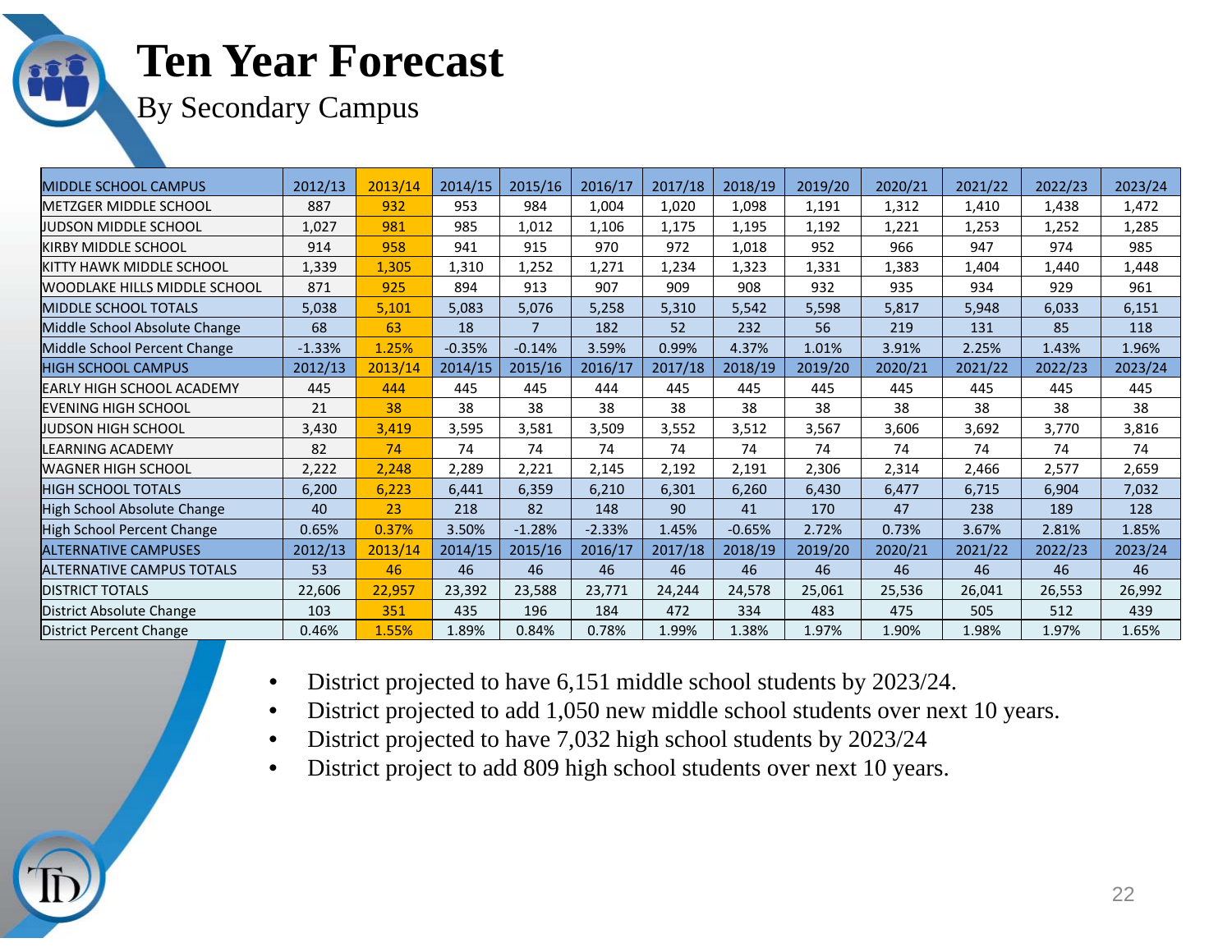# Ten Year Forecast

## By Secondary Campus

| MIDDLE SCHOOL CAMPUS | 2012/13 | 2013/14 | 2014/15 | 2015/16 | 2016/17 | 2017/18 | 2018/19 | 2019/20 | 2020/21 | 2021/22 | 2022/23 | 2023/24 |
|---|---|---|---|---|---|---|---|---|---|---|---|---|
| METZGER MIDDLE SCHOOL | 887 | 932 | 953 | 984 | 1,004 | 1,020 | 1,098 | 1,191 | 1,312 | 1,410 | 1,438 | 1,472 |
| JUDSON MIDDLE SCHOOL | 1,027 | 981 | 985 | 1,012 | 1,106 | 1,175 | 1,195 | 1,192 | 1,221 | 1,253 | 1,252 | 1,285 |
| KIRBY MIDDLE SCHOOL | 914 | 958 | 941 | 915 | 970 | 972 | 1,018 | 952 | 966 | 947 | 974 | 985 |
| KITTY HAWK MIDDLE SCHOOL | 1,339 | 1,305 | 1,310 | 1,252 | 1,271 | 1,234 | 1,323 | 1,331 | 1,383 | 1,404 | 1,440 | 1,448 |
| WOODLAKE HILLS MIDDLE SCHOOL | 871 | 925 | 894 | 913 | 907 | 909 | 908 | 932 | 935 | 934 | 929 | 961 |
| MIDDLE SCHOOL TOTALS | 5,038 | 5,101 | 5,083 | 5,076 | 5,258 | 5,310 | 5,542 | 5,598 | 5,817 | 5,948 | 6,033 | 6,151 |
| Middle School Absolute Change | 68 | 63 | 18 | 7 | 182 | 52 | 232 | 56 | 219 | 131 | 85 | 118 |
| Middle School Percent Change | -1.33% | 1.25% | -0.35% | -0.14% | 3.59% | 0.99% | 4.37% | 1.01% | 3.91% | 2.25% | 1.43% | 1.96% |
| HIGH SCHOOL CAMPUS | 2012/13 | 2013/14 | 2014/15 | 2015/16 | 2016/17 | 2017/18 | 2018/19 | 2019/20 | 2020/21 | 2021/22 | 2022/23 | 2023/24 |
| EARLY HIGH SCHOOL ACADEMY | 445 | 444 | 445 | 445 | 444 | 445 | 445 | 445 | 445 | 445 | 445 | 445 |
| EVENING HIGH SCHOOL | 21 | 38 | 38 | 38 | 38 | 38 | 38 | 38 | 38 | 38 | 38 | 38 |
| JUDSON HIGH SCHOOL | 3,430 | 3,419 | 3,595 | 3,581 | 3,509 | 3,552 | 3,512 | 3,567 | 3,606 | 3,692 | 3,770 | 3,816 |
| LEARNING ACADEMY | 82 | 74 | 74 | 74 | 74 | 74 | 74 | 74 | 74 | 74 | 74 | 74 |
| WAGNER HIGH SCHOOL | 2,222 | 2,248 | 2,289 | 2,221 | 2,145 | 2,192 | 2,191 | 2,306 | 2,314 | 2,466 | 2,577 | 2,659 |
| HIGH SCHOOL TOTALS | 6,200 | 6,223 | 6,441 | 6,359 | 6,210 | 6,301 | 6,260 | 6,430 | 6,477 | 6,715 | 6,904 | 7,032 |
| High School Absolute Change | 40 | 23 | 218 | 82 | 148 | 90 | 41 | 170 | 47 | 238 | 189 | 128 |
| High School Percent Change | 0.65% | 0.37% | 3.50% | -1.28% | -2.33% | 1.45% | -0.65% | 2.72% | 0.73% | 3.67% | 2.81% | 1.85% |
| ALTERNATIVE CAMPUSES | 2012/13 | 2013/14 | 2014/15 | 2015/16 | 2016/17 | 2017/18 | 2018/19 | 2019/20 | 2020/21 | 2021/22 | 2022/23 | 2023/24 |
| ALTERNATIVE CAMPUS TOTALS | 53 | 46 | 46 | 46 | 46 | 46 | 46 | 46 | 46 | 46 | 46 | 46 |
| DISTRICT TOTALS | 22,606 | 22,957 | 23,392 | 23,588 | 23,771 | 24,244 | 24,578 | 25,061 | 25,536 | 26,041 | 26,553 | 26,992 |
| District Absolute Change | 103 | 351 | 435 | 196 | 184 | 472 | 334 | 483 | 475 | 505 | 512 | 439 |
| District Percent Change | 0.46% | 1.55% | 1.89% | 0.84% | 0.78% | 1.99% | 1.38% | 1.97% | 1.90% | 1.98% | 1.97% | 1.65% |

- District projected to have 6,151 middle school students by 2023/24.
- District projected to add 1,050 new middle school students over next 10 years.
- District projected to have 7,032 high school students by 2023/24
- District project to add 809 high school students over next 10 years.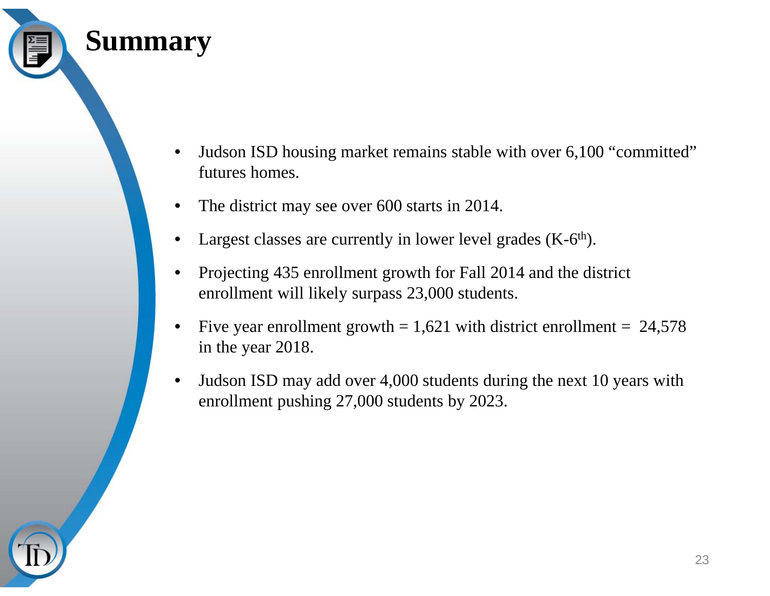# Summary

- Judson ISD housing market remains stable with over 6,100 “committed” futures homes.
- The district may see over 600 starts in 2014.
- Largest classes are currently in lower level grades (K-$6^{th}$).
- Projecting 435 enrollment growth for Fall 2014 and the district enrollment will likely surpass 23,000 students.
- Five year enrollment growth = 1,621 with district enrollment = 24,578 in the year 2018.
- Judson ISD may add over 4,000 students during the next 10 years with enrollment pushing 27,000 students by 2023.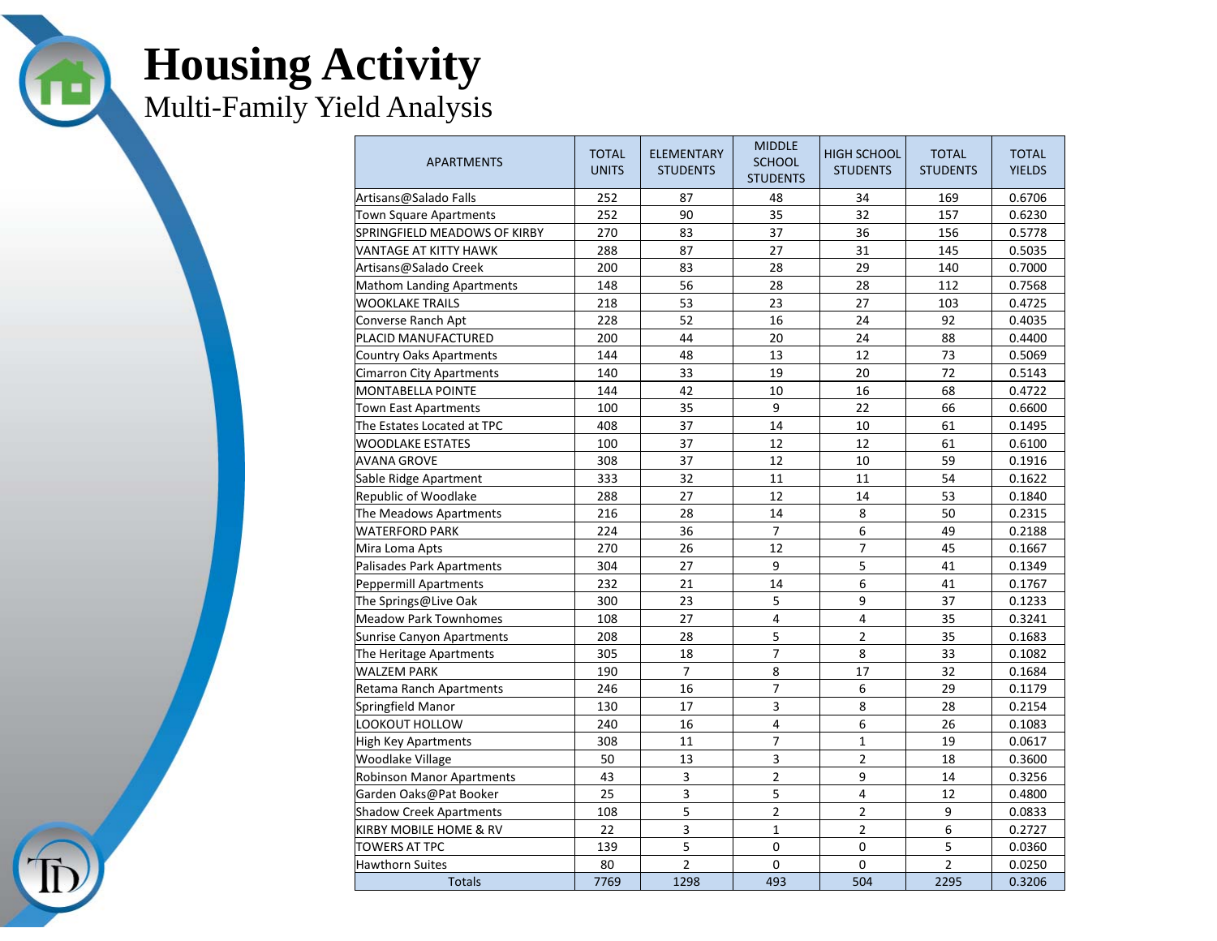# Housing Activity

## Multi-Family Yield Analysis

| APARTMENTS | TOTAL UNITS | ELEMENTARY STUDENTS | MIDDLE SCHOOL STUDENTS | HIGH SCHOOL STUDENTS | TOTAL STUDENTS | TOTAL YIELDS |
|---|---|---|---|---|---|---|
| Artisans@Salado Falls | 252 | 87 | 48 | 34 | 169 | 0.6706 |
| Town Square Apartments | 252 | 90 | 35 | 32 | 157 | 0.6230 |
| SPRINGFIELD MEADOWS OF KIRBY | 270 | 83 | 37 | 36 | 156 | 0.5778 |
| VANTAGE AT KITTY HAWK | 288 | 87 | 27 | 31 | 145 | 0.5035 |
| Artisans@Salado Creek | 200 | 83 | 28 | 29 | 140 | 0.7000 |
| Mathom Landing Apartments | 148 | 56 | 28 | 28 | 112 | 0.7568 |
| WOOKLAKE TRAILS | 218 | 53 | 23 | 27 | 103 | 0.4725 |
| Converse Ranch Apt | 228 | 52 | 16 | 24 | 92 | 0.4035 |
| PLACID MANUFACTURED | 200 | 44 | 20 | 24 | 88 | 0.4400 |
| Country Oaks Apartments | 144 | 48 | 13 | 12 | 73 | 0.5069 |
| Cimarron City Apartments | 140 | 33 | 19 | 20 | 72 | 0.5143 |
| MONTABELLA POINTE | 144 | 42 | 10 | 16 | 68 | 0.4722 |
| Town East Apartments | 100 | 35 | 9 | 22 | 66 | 0.6600 |
| The Estates Located at TPC | 408 | 37 | 14 | 10 | 61 | 0.1495 |
| WOODLAKE ESTATES | 100 | 37 | 12 | 12 | 61 | 0.6100 |
| AVANA GROVE | 308 | 37 | 12 | 10 | 59 | 0.1916 |
| Sable Ridge Apartment | 333 | 32 | 11 | 11 | 54 | 0.1622 |
| Republic of Woodlake | 288 | 27 | 12 | 14 | 53 | 0.1840 |
| The Meadows Apartments | 216 | 28 | 14 | 8 | 50 | 0.2315 |
| WATERFORD PARK | 224 | 36 | 7 | 6 | 49 | 0.2188 |
| Mira Loma Apts | 270 | 26 | 12 | 7 | 45 | 0.1667 |
| Palisades Park Apartments | 304 | 27 | 9 | 5 | 41 | 0.1349 |
| Peppermill Apartments | 232 | 21 | 14 | 6 | 41 | 0.1767 |
| The Springs@Live Oak | 300 | 23 | 5 | 9 | 37 | 0.1233 |
| Meadow Park Townhomes | 108 | 27 | 4 | 4 | 35 | 0.3241 |
| Sunrise Canyon Apartments | 208 | 28 | 5 | 2 | 35 | 0.1683 |
| The Heritage Apartments | 305 | 18 | 7 | 8 | 33 | 0.1082 |
| WALZEM PARK | 190 | 7 | 8 | 17 | 32 | 0.1684 |
| Retama Ranch Apartments | 246 | 16 | 7 | 6 | 29 | 0.1179 |
| Springfield Manor | 130 | 17 | 3 | 8 | 28 | 0.2154 |
| LOOKOUT HOLLOW | 240 | 16 | 4 | 6 | 26 | 0.1083 |
| High Key Apartments | 308 | 11 | 7 | 1 | 19 | 0.0617 |
| Woodlake Village | 50 | 13 | 3 | 2 | 18 | 0.3600 |
| Robinson Manor Apartments | 43 | 3 | 2 | 9 | 14 | 0.3256 |
| Garden Oaks@Pat Booker | 25 | 3 | 5 | 4 | 12 | 0.4800 |
| Shadow Creek Apartments | 108 | 5 | 2 | 2 | 9 | 0.0833 |
| KIRBY MOBILE HOME & RV | 22 | 3 | 1 | 2 | 6 | 0.2727 |
| TOWERS AT TPC | 139 | 5 | 0 | 0 | 5 | 0.0360 |
| Hawthorn Suites | 80 | 2 | 0 | 0 | 2 | 0.0250 |
| Totals | 7769 | 1298 | 493 | 504 | 2295 | 0.3206 |